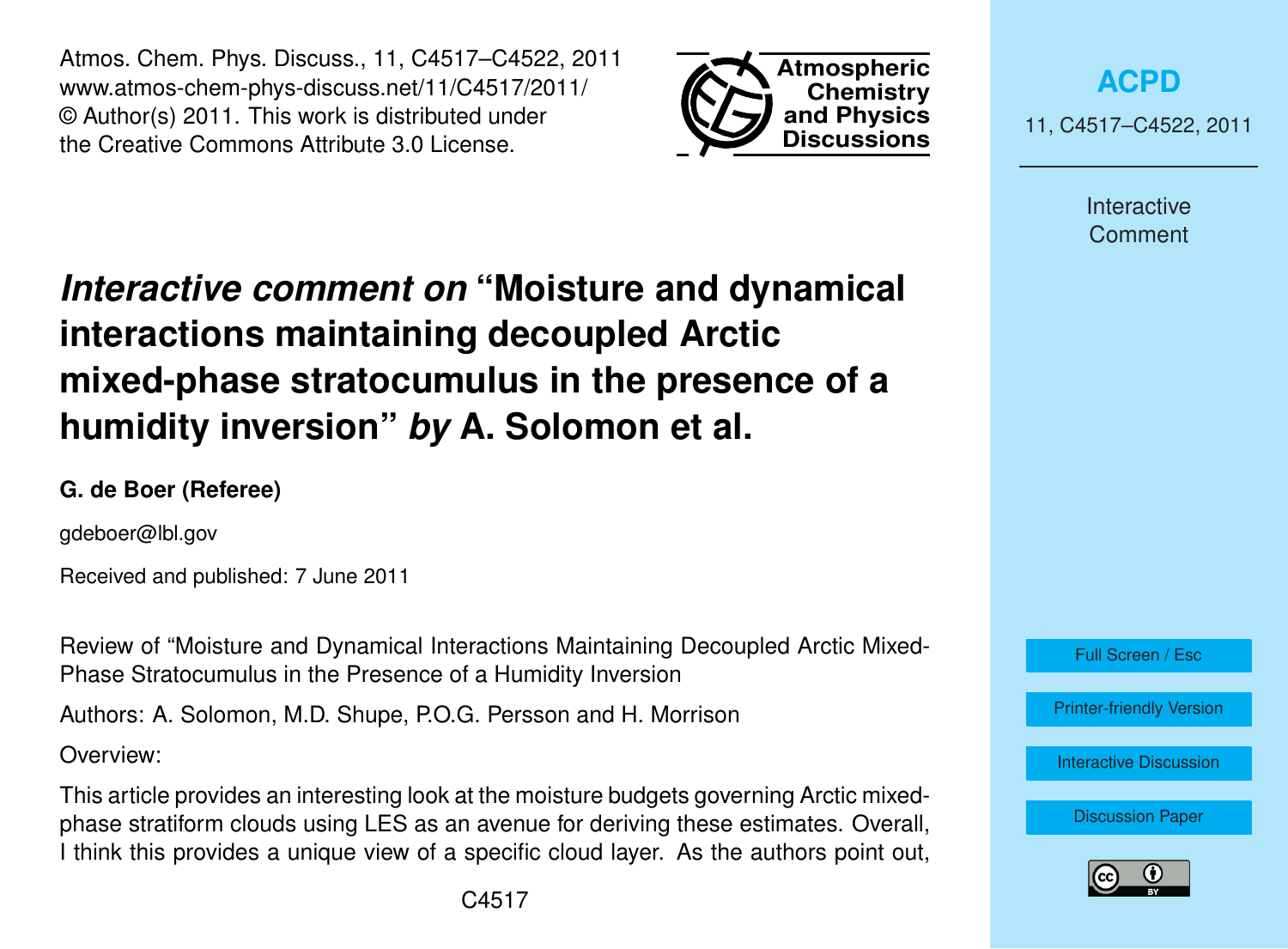# *Interactive comment on* "Moisture and dynamical interactions maintaining decoupled Arctic mixed-phase stratocumulus in the presence of a humidity inversion" *by* A. Solomon et al.

**G. de Boer (Referee)**

gdeboer@lbl.gov

Received and published: 7 June 2011

Review of "Moisture and Dynamical Interactions Maintaining Decoupled Arctic Mixed-Phase Stratocumulus in the Presence of a Humidity Inversion

Authors: A. Solomon, M.D. Shupe, P.O.G. Persson and H. Morrison

Overview:

This article provides an interesting look at the moisture budgets governing Arctic mixed-phase stratiform clouds using LES as an avenue for deriving these estimates. Overall, I think this provides a unique view of a specific cloud layer. As the authors point out,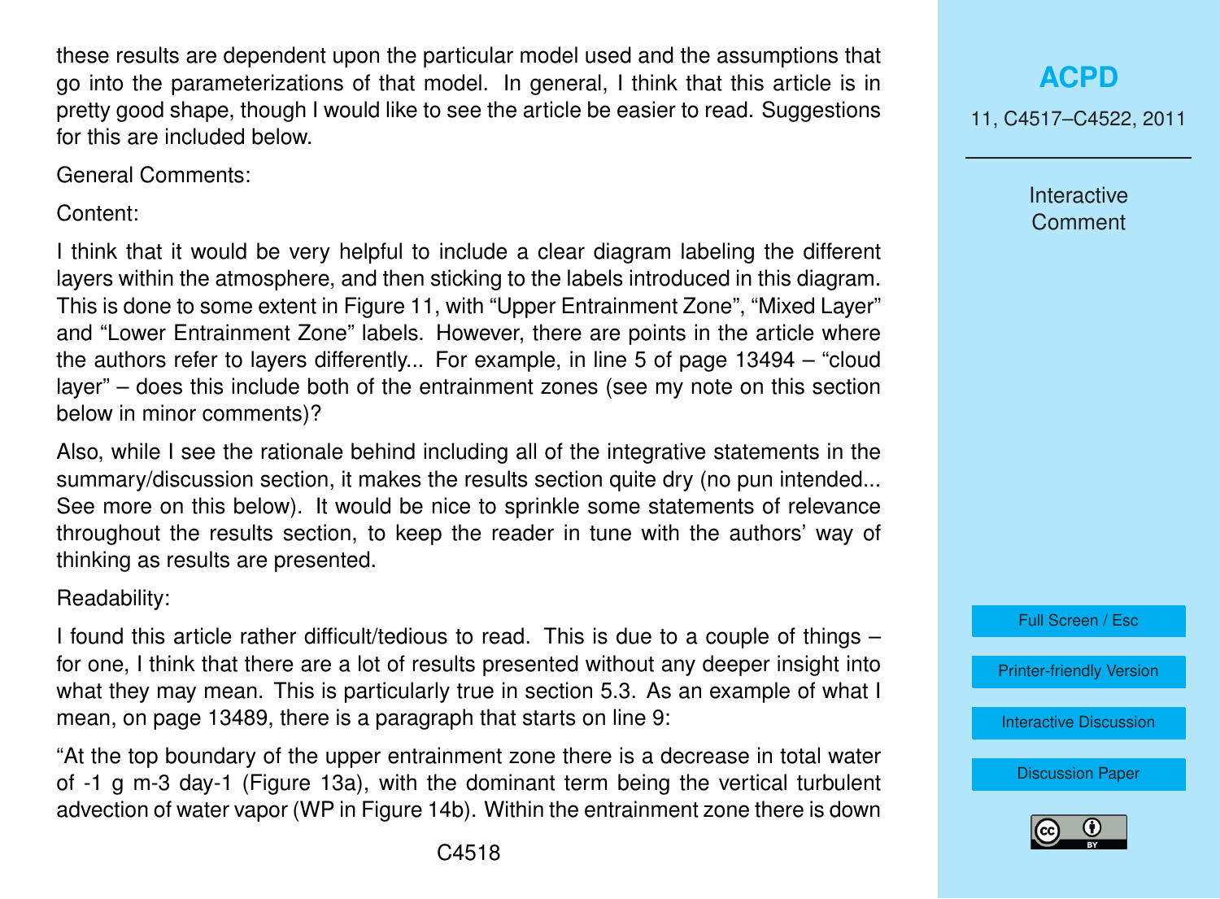these results are dependent upon the particular model used and the assumptions that go into the parameterizations of that model. In general, I think that this article is in pretty good shape, though I would like to see the article be easier to read. Suggestions for this are included below.

General Comments:

Content:

I think that it would be very helpful to include a clear diagram labeling the different layers within the atmosphere, and then sticking to the labels introduced in this diagram. This is done to some extent in Figure 11, with "Upper Entrainment Zone", "Mixed Layer" and "Lower Entrainment Zone" labels. However, there are points in the article where the authors refer to layers differently... For example, in line 5 of page 13494 – "cloud layer" – does this include both of the entrainment zones (see my note on this section below in minor comments)?

Also, while I see the rationale behind including all of the integrative statements in the summary/discussion section, it makes the results section quite dry (no pun intended... See more on this below). It would be nice to sprinkle some statements of relevance throughout the results section, to keep the reader in tune with the authors' way of thinking as results are presented.

Readability:

I found this article rather difficult/tedious to read. This is due to a couple of things – for one, I think that there are a lot of results presented without any deeper insight into what they may mean. This is particularly true in section 5.3. As an example of what I mean, on page 13489, there is a paragraph that starts on line 9:

"At the top boundary of the upper entrainment zone there is a decrease in total water of -1 g m-3 day-1 (Figure 13a), with the dominant term being the vertical turbulent advection of water vapor (WP in Figure 14b). Within the entrainment zone there is down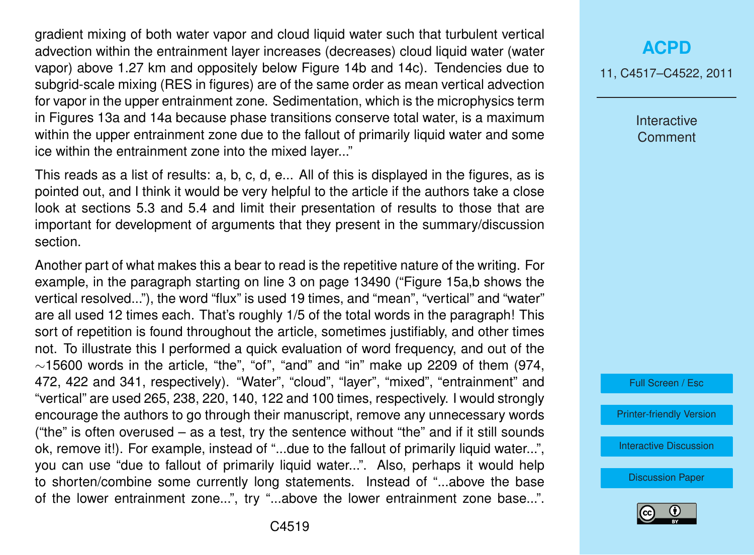gradient mixing of both water vapor and cloud liquid water such that turbulent vertical advection within the entrainment layer increases (decreases) cloud liquid water (water vapor) above 1.27 km and oppositely below Figure 14b and 14c). Tendencies due to subgrid-scale mixing (RES in figures) are of the same order as mean vertical advection for vapor in the upper entrainment zone. Sedimentation, which is the microphysics term in Figures 13a and 14a because phase transitions conserve total water, is a maximum within the upper entrainment zone due to the fallout of primarily liquid water and some ice within the entrainment zone into the mixed layer..."

This reads as a list of results: a, b, c, d, e... All of this is displayed in the figures, as is pointed out, and I think it would be very helpful to the article if the authors take a close look at sections 5.3 and 5.4 and limit their presentation of results to those that are important for development of arguments that they present in the summary/discussion section.

Another part of what makes this a bear to read is the repetitive nature of the writing. For example, in the paragraph starting on line 3 on page 13490 ("Figure 15a,b shows the vertical resolved..."), the word "flux" is used 19 times, and "mean", "vertical" and "water" are all used 12 times each. That's roughly 1/5 of the total words in the paragraph! This sort of repetition is found throughout the article, sometimes justifiably, and other times not. To illustrate this I performed a quick evaluation of word frequency, and out of the $\sim$15600 words in the article, "the", "of", "and" and "in" make up 2209 of them (974, 472, 422 and 341, respectively). "Water", "cloud", "layer", "mixed", "entrainment" and "vertical" are used 265, 238, 220, 140, 122 and 100 times, respectively. I would strongly encourage the authors to go through their manuscript, remove any unnecessary words ("the" is often overused – as a test, try the sentence without "the" and if it still sounds ok, remove it!). For example, instead of "...due to the fallout of primarily liquid water...", you can use "due to fallout of primarily liquid water...". Also, perhaps it would help to shorten/combine some currently long statements. Instead of "...above the base of the lower entrainment zone...", try "...above the lower entrainment zone base...".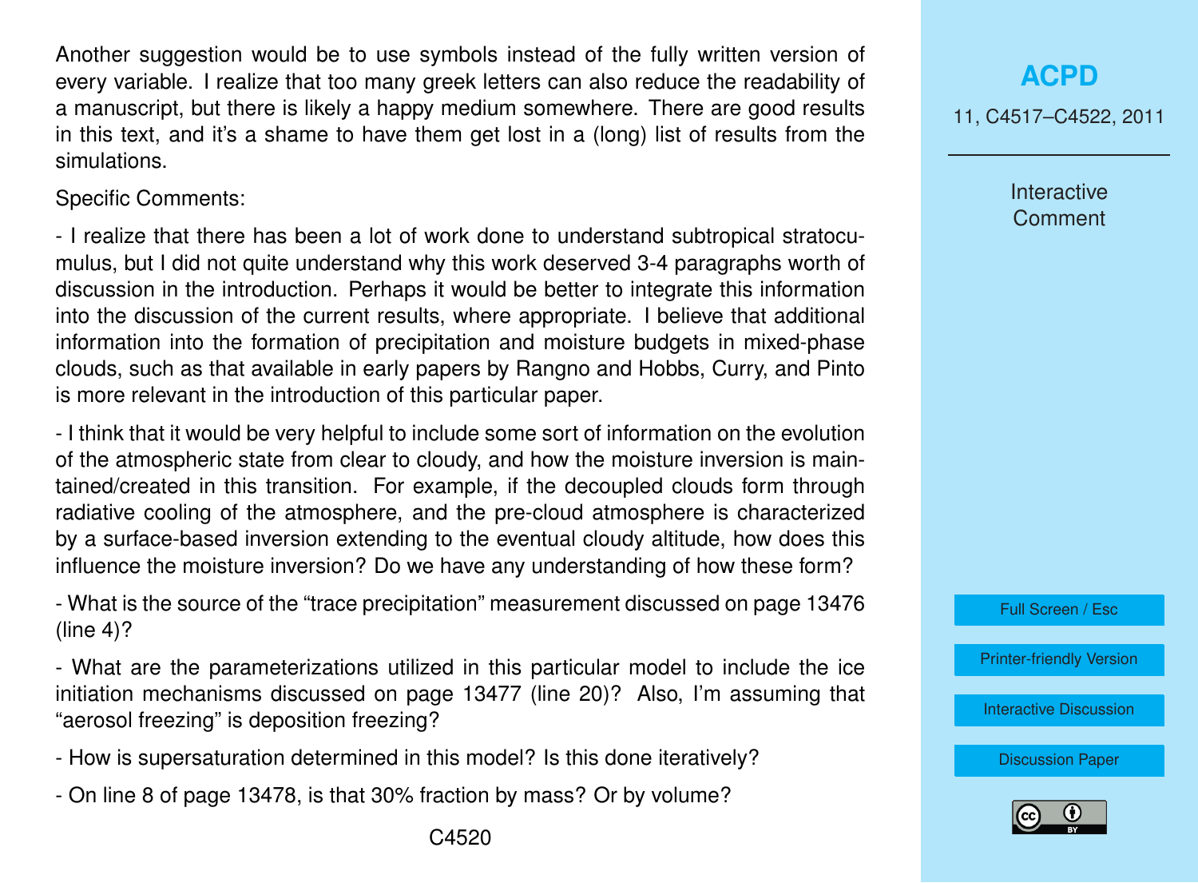Another suggestion would be to use symbols instead of the fully written version of every variable. I realize that too many greek letters can also reduce the readability of a manuscript, but there is likely a happy medium somewhere. There are good results in this text, and it's a shame to have them get lost in a (long) list of results from the simulations.

Specific Comments:

- I realize that there has been a lot of work done to understand subtropical stratocumulus, but I did not quite understand why this work deserved 3-4 paragraphs worth of discussion in the introduction. Perhaps it would be better to integrate this information into the discussion of the current results, where appropriate. I believe that additional information into the formation of precipitation and moisture budgets in mixed-phase clouds, such as that available in early papers by Rangno and Hobbs, Curry, and Pinto is more relevant in the introduction of this particular paper.

- I think that it would be very helpful to include some sort of information on the evolution of the atmospheric state from clear to cloudy, and how the moisture inversion is maintained/created in this transition. For example, if the decoupled clouds form through radiative cooling of the atmosphere, and the pre-cloud atmosphere is characterized by a surface-based inversion extending to the eventual cloudy altitude, how does this influence the moisture inversion? Do we have any understanding of how these form?

- What is the source of the "trace precipitation" measurement discussed on page 13476 (line 4)?

- What are the parameterizations utilized in this particular model to include the ice initiation mechanisms discussed on page 13477 (line 20)? Also, I'm assuming that "aerosol freezing" is deposition freezing?

- How is supersaturation determined in this model? Is this done iteratively?

- On line 8 of page 13478, is that 30% fraction by mass? Or by volume?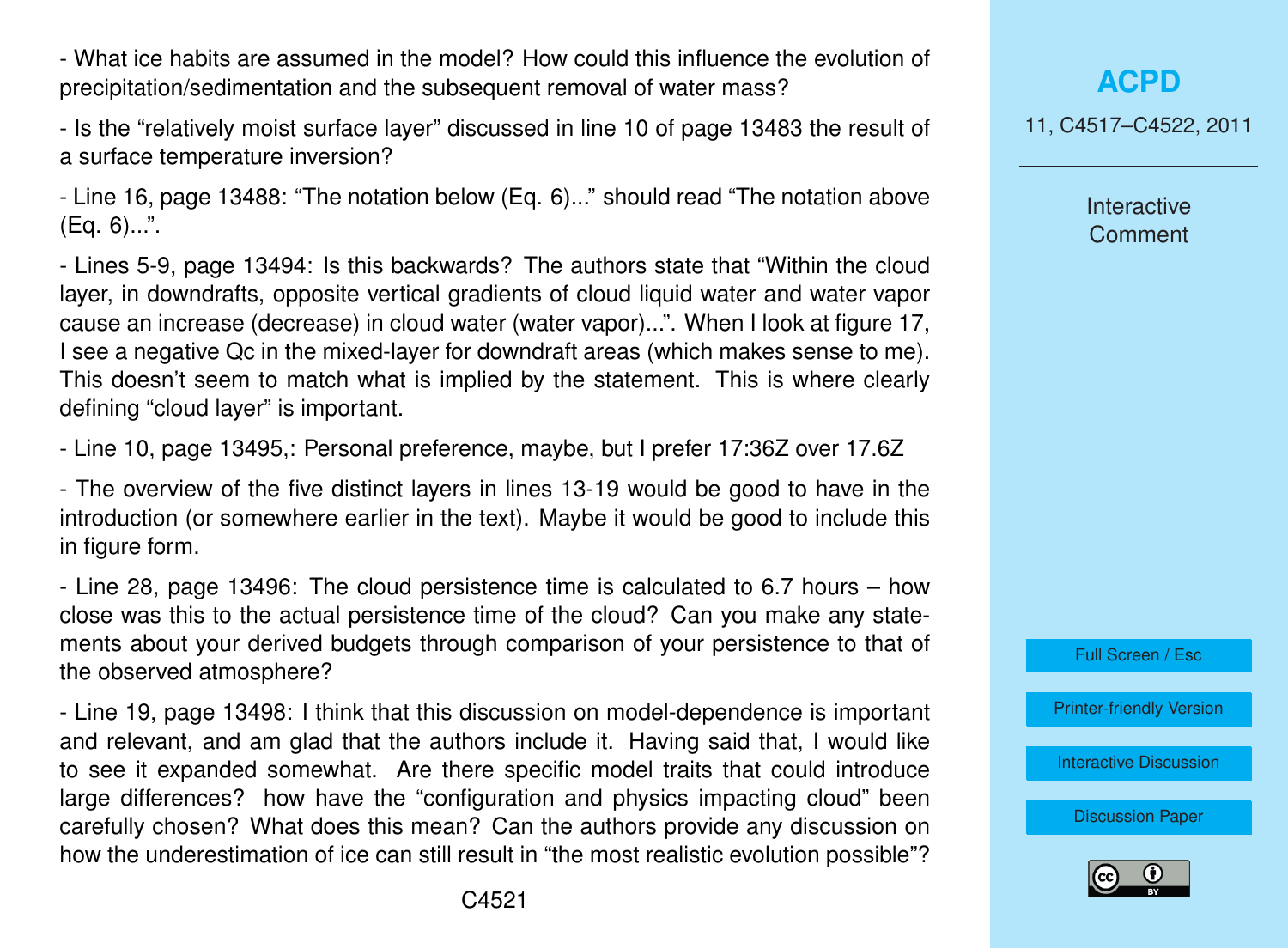- What ice habits are assumed in the model? How could this influence the evolution of precipitation/sedimentation and the subsequent removal of water mass?

- Is the "relatively moist surface layer" discussed in line 10 of page 13483 the result of a surface temperature inversion?

- Line 16, page 13488: "The notation below (Eq. 6)..." should read "The notation above (Eq. 6)...".

- Lines 5-9, page 13494: Is this backwards? The authors state that "Within the cloud layer, in downdrafts, opposite vertical gradients of cloud liquid water and water vapor cause an increase (decrease) in cloud water (water vapor)...". When I look at figure 17, I see a negative Qc in the mixed-layer for downdraft areas (which makes sense to me). This doesn't seem to match what is implied by the statement. This is where clearly defining "cloud layer" is important.

- Line 10, page 13495,: Personal preference, maybe, but I prefer 17:36Z over 17.6Z

- The overview of the five distinct layers in lines 13-19 would be good to have in the introduction (or somewhere earlier in the text). Maybe it would be good to include this in figure form.

- Line 28, page 13496: The cloud persistence time is calculated to 6.7 hours – how close was this to the actual persistence time of the cloud? Can you make any statements about your derived budgets through comparison of your persistence to that of the observed atmosphere?

- Line 19, page 13498: I think that this discussion on model-dependence is important and relevant, and am glad that the authors include it. Having said that, I would like to see it expanded somewhat. Are there specific model traits that could introduce large differences? how have the "configuration and physics impacting cloud" been carefully chosen? What does this mean? Can the authors provide any discussion on how the underestimation of ice can still result in "the most realistic evolution possible"?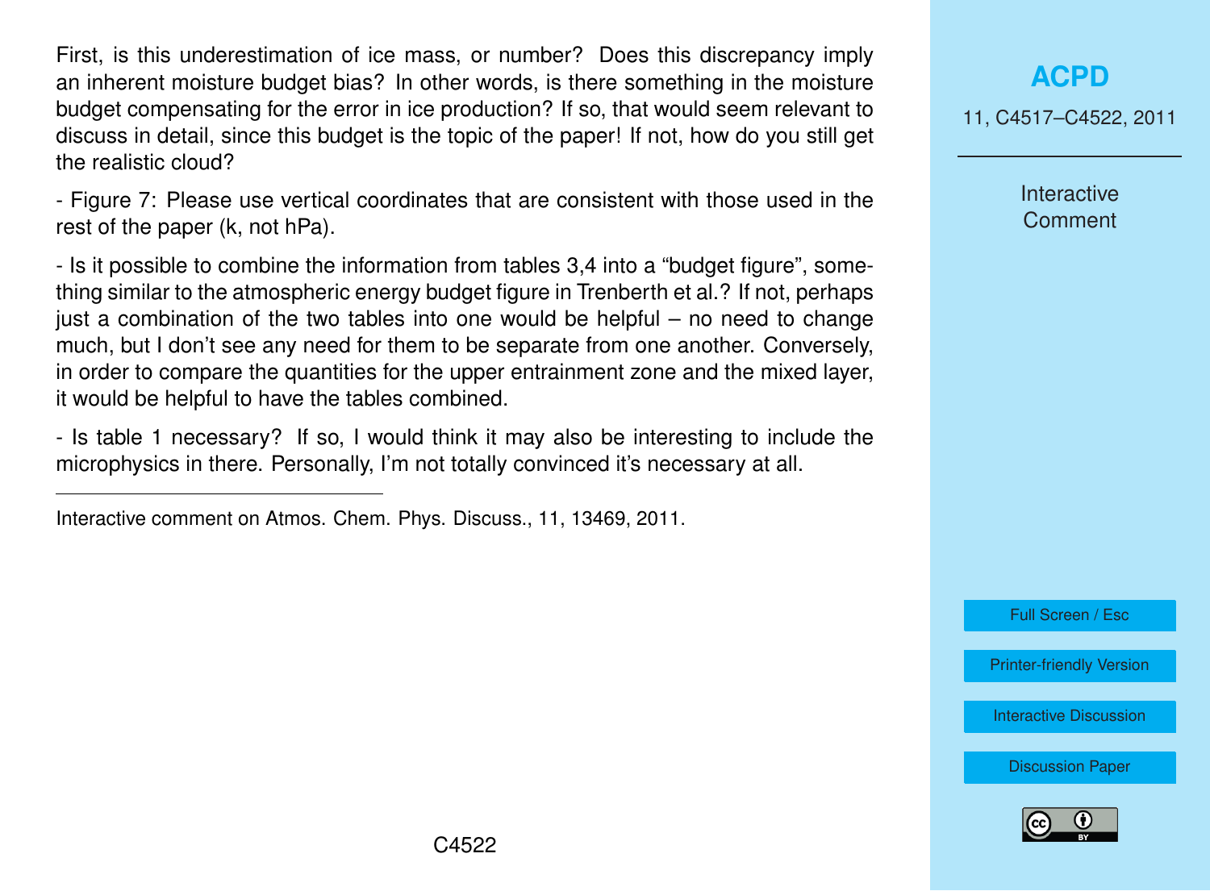First, is this underestimation of ice mass, or number? Does this discrepancy imply an inherent moisture budget bias? In other words, is there something in the moisture budget compensating for the error in ice production? If so, that would seem relevant to discuss in detail, since this budget is the topic of the paper! If not, how do you still get the realistic cloud?

- Figure 7: Please use vertical coordinates that are consistent with those used in the rest of the paper (k, not hPa).

- Is it possible to combine the information from tables 3,4 into a "budget figure", something similar to the atmospheric energy budget figure in Trenberth et al.? If not, perhaps just a combination of the two tables into one would be helpful – no need to change much, but I don't see any need for them to be separate from one another. Conversely, in order to compare the quantities for the upper entrainment zone and the mixed layer, it would be helpful to have the tables combined.

- Is table 1 necessary? If so, I would think it may also be interesting to include the microphysics in there. Personally, I'm not totally convinced it's necessary at all.

---

Interactive comment on Atmos. Chem. Phys. Discuss., 11, 13469, 2011.